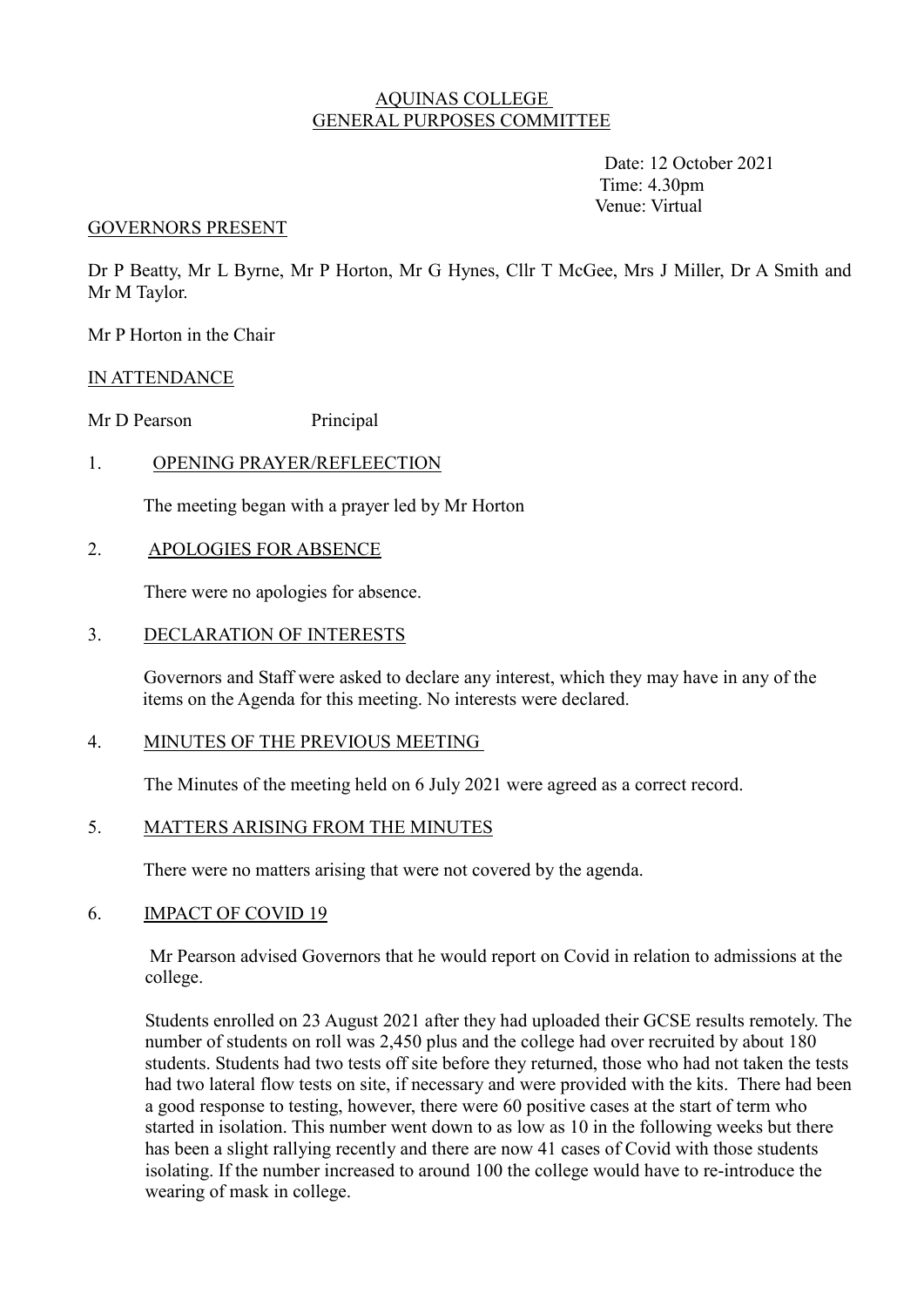AQUINAS COLLEGE
GENERAL PURPOSES COMMITTEE

Date: 12 October 2021
Time: 4.30pm
Venue: Virtual

GOVERNORS PRESENT

Dr P Beatty, Mr L Byrne, Mr P Horton, Mr G Hynes, Cllr T McGee, Mrs J Miller, Dr A Smith and Mr M Taylor.

Mr P Horton in the Chair

IN ATTENDANCE

Mr D Pearson Principal

1. OPENING PRAYER/REFLEECTION

The meeting began with a prayer led by Mr Horton

2. APOLOGIES FOR ABSENCE

There were no apologies for absence.

3. DECLARATION OF INTERESTS

Governors and Staff were asked to declare any interest, which they may have in any of the items on the Agenda for this meeting. No interests were declared.

4. MINUTES OF THE PREVIOUS MEETING

The Minutes of the meeting held on 6 July 2021 were agreed as a correct record.

5. MATTERS ARISING FROM THE MINUTES

There were no matters arising that were not covered by the agenda.

6. IMPACT OF COVID 19

Mr Pearson advised Governors that he would report on Covid in relation to admissions at the college.

Students enrolled on 23 August 2021 after they had uploaded their GCSE results remotely. The number of students on roll was 2,450 plus and the college had over recruited by about 180 students. Students had two tests off site before they returned, those who had not taken the tests had two lateral flow tests on site, if necessary and were provided with the kits. There had been a good response to testing, however, there were 60 positive cases at the start of term who started in isolation. This number went down to as low as 10 in the following weeks but there has been a slight rallying recently and there are now 41 cases of Covid with those students isolating. If the number increased to around 100 the college would have to re-introduce the wearing of mask in college.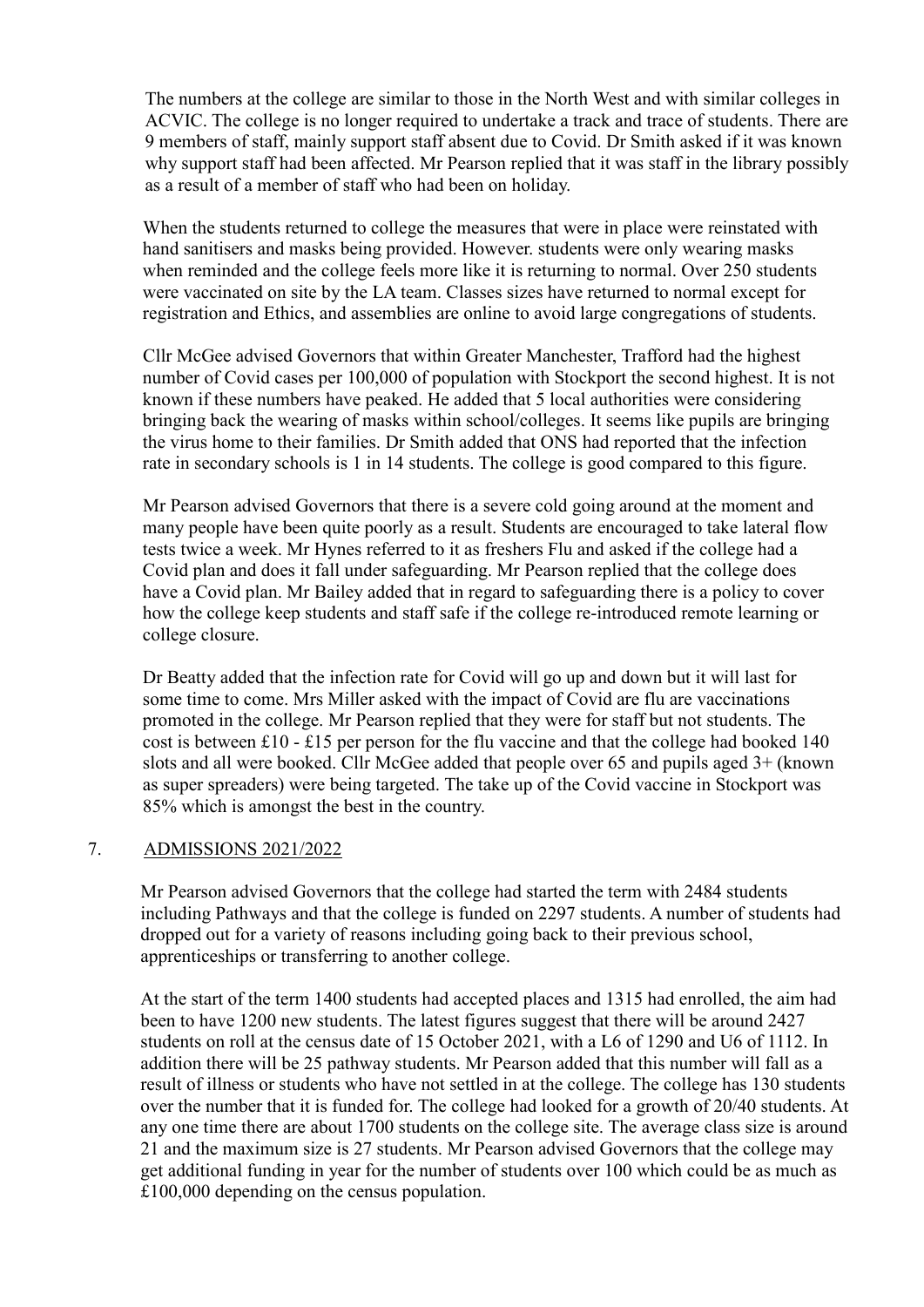The numbers at the college are similar to those in the North West and with similar colleges in ACVIC. The college is no longer required to undertake a track and trace of students. There are 9 members of staff, mainly support staff absent due to Covid. Dr Smith asked if it was known why support staff had been affected. Mr Pearson replied that it was staff in the library possibly as a result of a member of staff who had been on holiday.

When the students returned to college the measures that were in place were reinstated with hand sanitisers and masks being provided. However. students were only wearing masks when reminded and the college feels more like it is returning to normal. Over 250 students were vaccinated on site by the LA team. Classes sizes have returned to normal except for registration and Ethics, and assemblies are online to avoid large congregations of students.

Cllr McGee advised Governors that within Greater Manchester, Trafford had the highest number of Covid cases per 100,000 of population with Stockport the second highest. It is not known if these numbers have peaked. He added that 5 local authorities were considering bringing back the wearing of masks within school/colleges. It seems like pupils are bringing the virus home to their families. Dr Smith added that ONS had reported that the infection rate in secondary schools is 1 in 14 students. The college is good compared to this figure.

Mr Pearson advised Governors that there is a severe cold going around at the moment and many people have been quite poorly as a result. Students are encouraged to take lateral flow tests twice a week. Mr Hynes referred to it as freshers Flu and asked if the college had a Covid plan and does it fall under safeguarding. Mr Pearson replied that the college does have a Covid plan. Mr Bailey added that in regard to safeguarding there is a policy to cover how the college keep students and staff safe if the college re-introduced remote learning or college closure.

Dr Beatty added that the infection rate for Covid will go up and down but it will last for some time to come. Mrs Miller asked with the impact of Covid are flu are vaccinations promoted in the college. Mr Pearson replied that they were for staff but not students. The cost is between £10 - £15 per person for the flu vaccine and that the college had booked 140 slots and all were booked. Cllr McGee added that people over 65 and pupils aged 3+ (known as super spreaders) were being targeted. The take up of the Covid vaccine in Stockport was 85% which is amongst the best in the country.

7. ADMISSIONS 2021/2022

Mr Pearson advised Governors that the college had started the term with 2484 students including Pathways and that the college is funded on 2297 students. A number of students had dropped out for a variety of reasons including going back to their previous school, apprenticeships or transferring to another college.

At the start of the term 1400 students had accepted places and 1315 had enrolled, the aim had been to have 1200 new students. The latest figures suggest that there will be around 2427 students on roll at the census date of 15 October 2021, with a L6 of 1290 and U6 of 1112. In addition there will be 25 pathway students. Mr Pearson added that this number will fall as a result of illness or students who have not settled in at the college. The college has 130 students over the number that it is funded for. The college had looked for a growth of 20/40 students. At any one time there are about 1700 students on the college site. The average class size is around 21 and the maximum size is 27 students. Mr Pearson advised Governors that the college may get additional funding in year for the number of students over 100 which could be as much as £100,000 depending on the census population.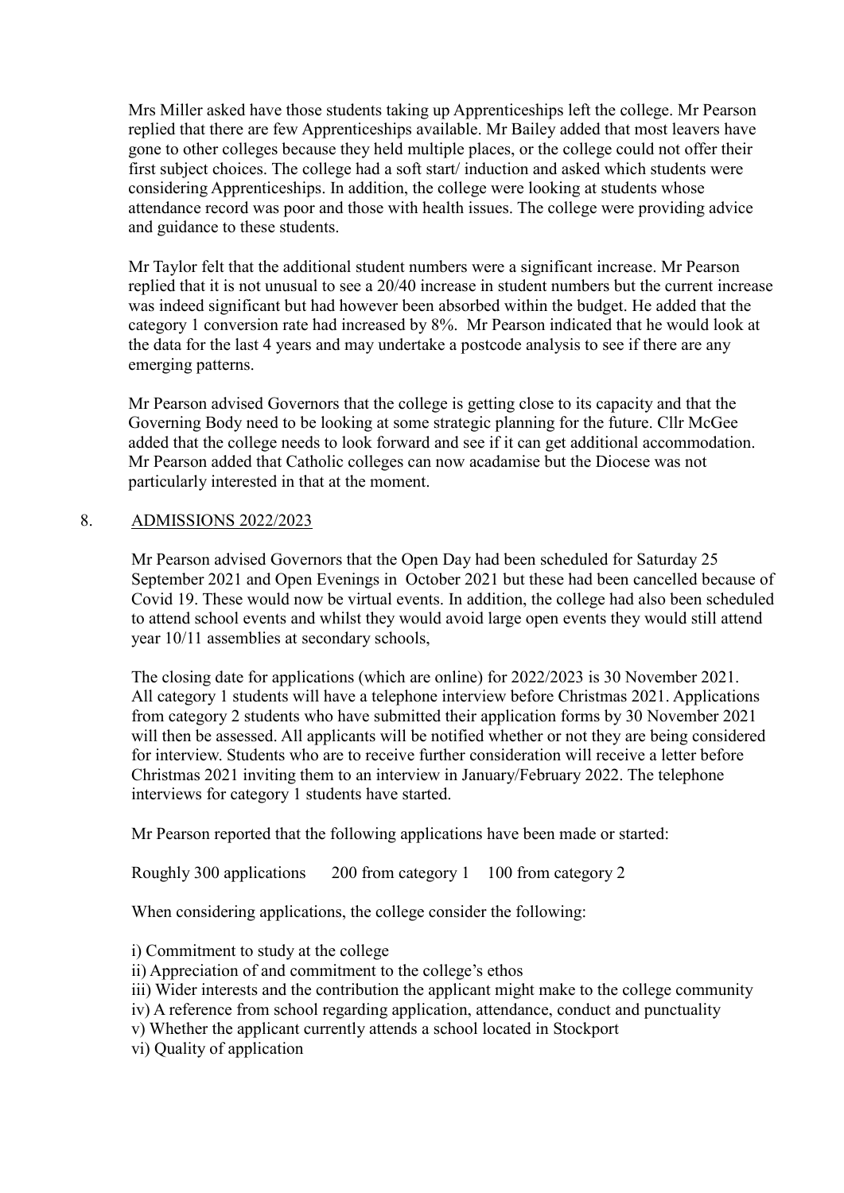Mrs Miller asked have those students taking up Apprenticeships left the college. Mr Pearson replied that there are few Apprenticeships available. Mr Bailey added that most leavers have gone to other colleges because they held multiple places, or the college could not offer their first subject choices. The college had a soft start/ induction and asked which students were considering Apprenticeships. In addition, the college were looking at students whose attendance record was poor and those with health issues. The college were providing advice and guidance to these students.

Mr Taylor felt that the additional student numbers were a significant increase. Mr Pearson replied that it is not unusual to see a 20/40 increase in student numbers but the current increase was indeed significant but had however been absorbed within the budget. He added that the category 1 conversion rate had increased by 8%. Mr Pearson indicated that he would look at the data for the last 4 years and may undertake a postcode analysis to see if there are any emerging patterns.

Mr Pearson advised Governors that the college is getting close to its capacity and that the Governing Body need to be looking at some strategic planning for the future. Cllr McGee added that the college needs to look forward and see if it can get additional accommodation. Mr Pearson added that Catholic colleges can now acadamise but the Diocese was not particularly interested in that at the moment.

## 8. ADMISSIONS 2022/2023

Mr Pearson advised Governors that the Open Day had been scheduled for Saturday 25 September 2021 and Open Evenings in October 2021 but these had been cancelled because of Covid 19. These would now be virtual events. In addition, the college had also been scheduled to attend school events and whilst they would avoid large open events they would still attend year 10/11 assemblies at secondary schools,

The closing date for applications (which are online) for 2022/2023 is 30 November 2021. All category 1 students will have a telephone interview before Christmas 2021. Applications from category 2 students who have submitted their application forms by 30 November 2021 will then be assessed. All applicants will be notified whether or not they are being considered for interview. Students who are to receive further consideration will receive a letter before Christmas 2021 inviting them to an interview in January/February 2022. The telephone interviews for category 1 students have started.

Mr Pearson reported that the following applications have been made or started:

Roughly 300 applications    200 from category 1    100 from category 2

When considering applications, the college consider the following:

i) Commitment to study at the college
ii) Appreciation of and commitment to the college's ethos
iii) Wider interests and the contribution the applicant might make to the college community
iv) A reference from school regarding application, attendance, conduct and punctuality
v) Whether the applicant currently attends a school located in Stockport
vi) Quality of application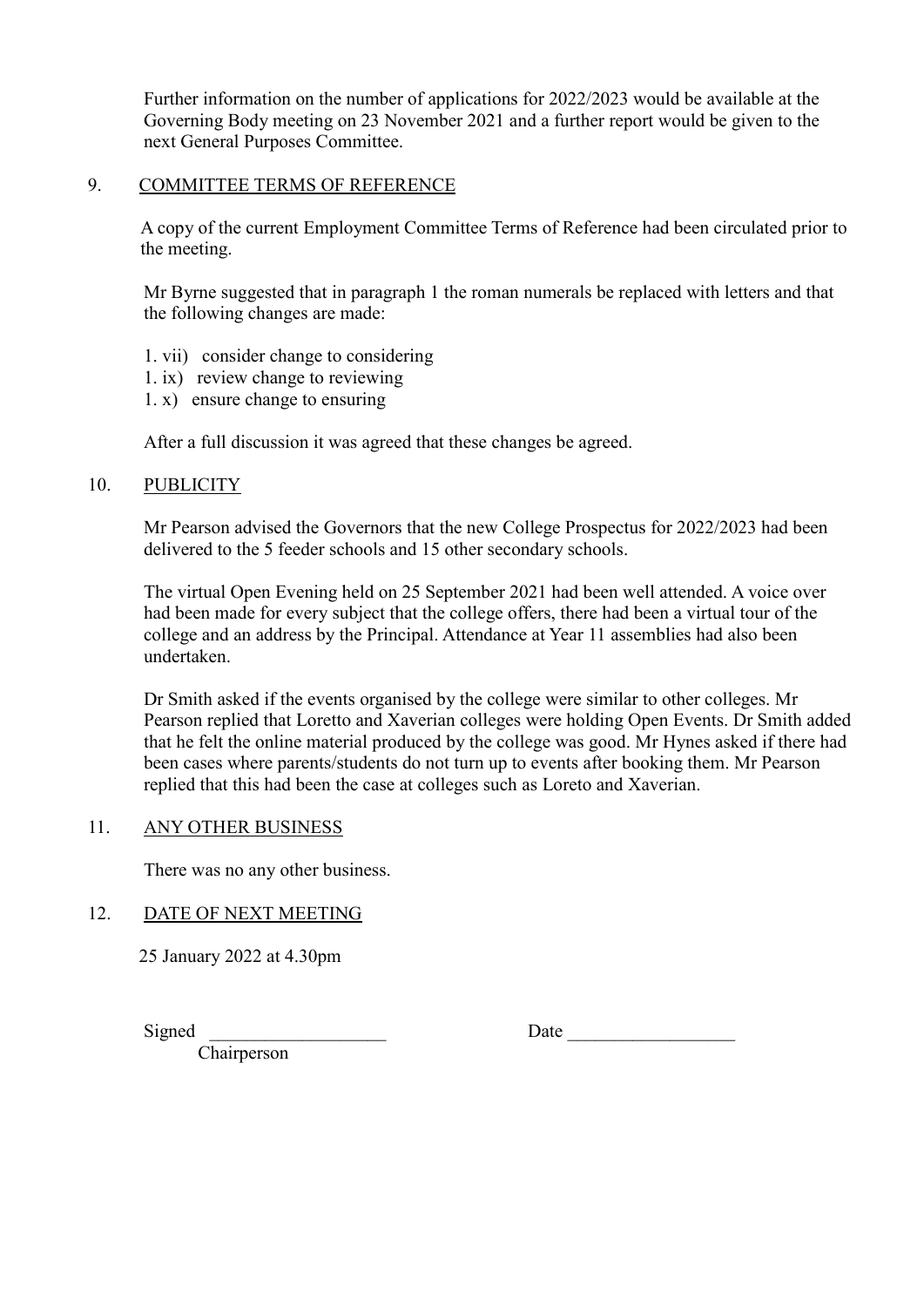Further information on the number of applications for 2022/2023 would be available at the Governing Body meeting on 23 November 2021 and a further report would be given to the next General Purposes Committee.

9. COMMITTEE TERMS OF REFERENCE

A copy of the current Employment Committee Terms of Reference had been circulated prior to the meeting.

Mr Byrne suggested that in paragraph 1 the roman numerals be replaced with letters and that the following changes are made:

1. vii) consider change to considering
1. ix) review change to reviewing
1. x) ensure change to ensuring

After a full discussion it was agreed that these changes be agreed.

10. PUBLICITY

Mr Pearson advised the Governors that the new College Prospectus for 2022/2023 had been delivered to the 5 feeder schools and 15 other secondary schools.

The virtual Open Evening held on 25 September 2021 had been well attended. A voice over had been made for every subject that the college offers, there had been a virtual tour of the college and an address by the Principal. Attendance at Year 11 assemblies had also been undertaken.

Dr Smith asked if the events organised by the college were similar to other colleges. Mr Pearson replied that Loretto and Xaverian colleges were holding Open Events. Dr Smith added that he felt the online material produced by the college was good. Mr Hynes asked if there had been cases where parents/students do not turn up to events after booking them. Mr Pearson replied that this had been the case at colleges such as Loreto and Xaverian.

11. ANY OTHER BUSINESS

There was no any other business.

12. DATE OF NEXT MEETING

25 January 2022 at 4.30pm

Signed ___________________ Date __________________

Chairperson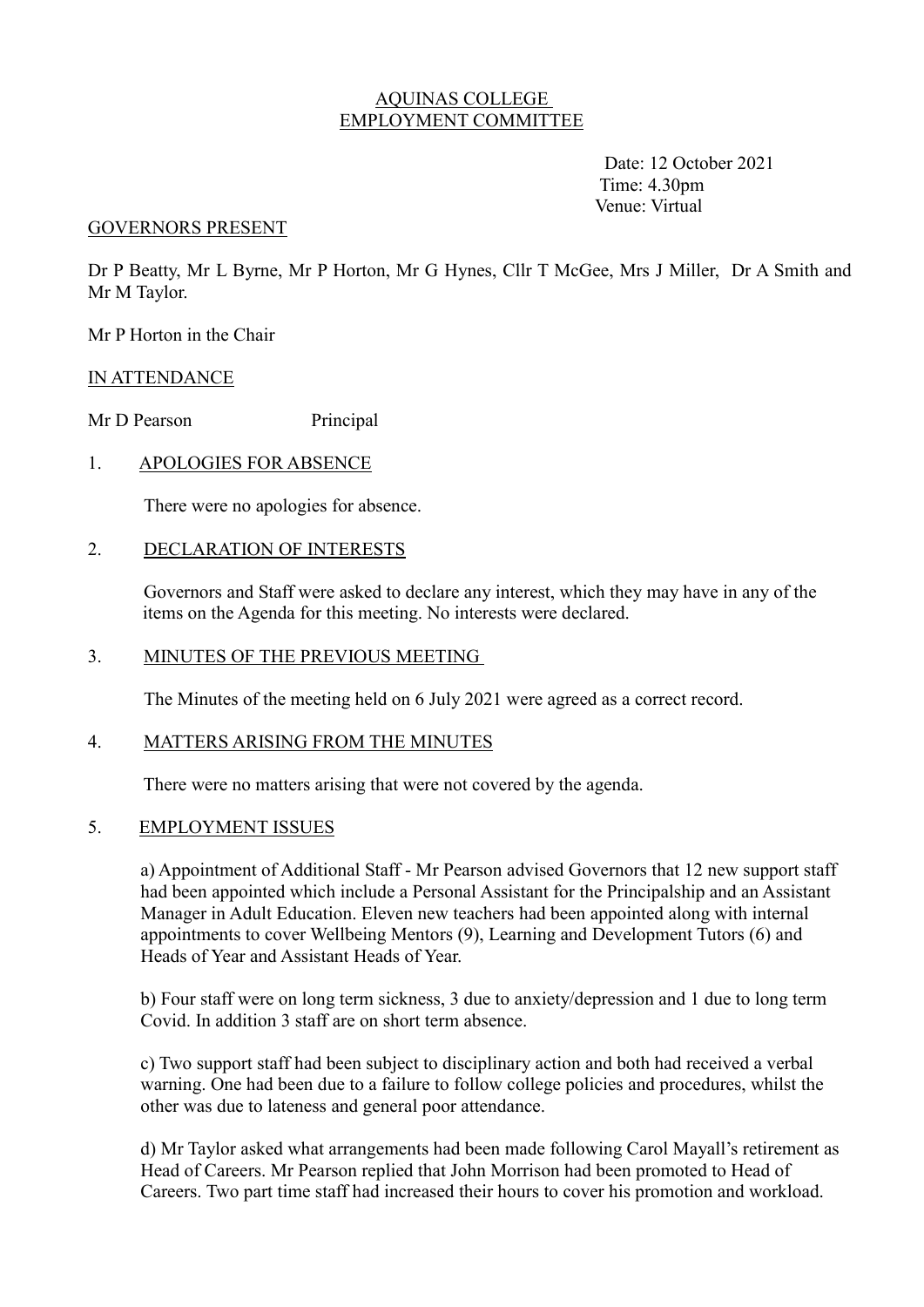# AQUINAS COLLEGE
# EMPLOYMENT COMMITTEE

Date: 12 October 2021
Time: 4.30pm
Venue: Virtual

## GOVERNORS PRESENT

Dr P Beatty, Mr L Byrne, Mr P Horton, Mr G Hynes, Cllr T McGee, Mrs J Miller, Dr A Smith and Mr M Taylor.

Mr P Horton in the Chair

## IN ATTENDANCE

Mr D Pearson Principal

## 1. APOLOGIES FOR ABSENCE

There were no apologies for absence.

## 2. DECLARATION OF INTERESTS

Governors and Staff were asked to declare any interest, which they may have in any of the items on the Agenda for this meeting. No interests were declared.

## 3. MINUTES OF THE PREVIOUS MEETING

The Minutes of the meeting held on 6 July 2021 were agreed as a correct record.

## 4. MATTERS ARISING FROM THE MINUTES

There were no matters arising that were not covered by the agenda.

## 5. EMPLOYMENT ISSUES

a) Appointment of Additional Staff - Mr Pearson advised Governors that 12 new support staff had been appointed which include a Personal Assistant for the Principalship and an Assistant Manager in Adult Education. Eleven new teachers had been appointed along with internal appointments to cover Wellbeing Mentors (9), Learning and Development Tutors (6) and Heads of Year and Assistant Heads of Year.

b) Four staff were on long term sickness, 3 due to anxiety/depression and 1 due to long term Covid. In addition 3 staff are on short term absence.

c) Two support staff had been subject to disciplinary action and both had received a verbal warning. One had been due to a failure to follow college policies and procedures, whilst the other was due to lateness and general poor attendance.

d) Mr Taylor asked what arrangements had been made following Carol Mayall's retirement as Head of Careers. Mr Pearson replied that John Morrison had been promoted to Head of Careers. Two part time staff had increased their hours to cover his promotion and workload.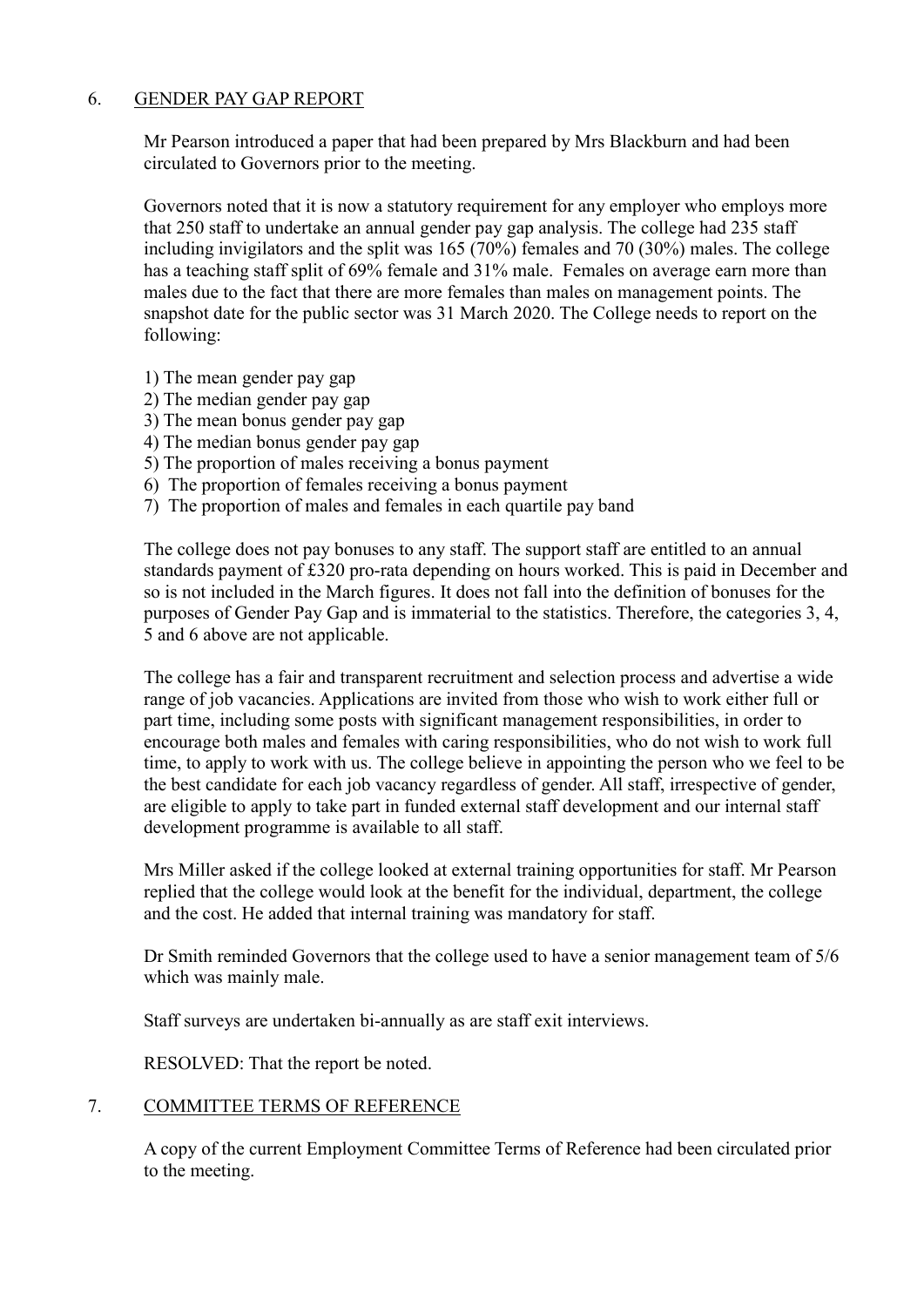## 6. GENDER PAY GAP REPORT

Mr Pearson introduced a paper that had been prepared by Mrs Blackburn and had been circulated to Governors prior to the meeting.

Governors noted that it is now a statutory requirement for any employer who employs more that 250 staff to undertake an annual gender pay gap analysis. The college had 235 staff including invigilators and the split was 165 (70%) females and 70 (30%) males. The college has a teaching staff split of 69% female and 31% male. Females on average earn more than males due to the fact that there are more females than males on management points. The snapshot date for the public sector was 31 March 2020. The College needs to report on the following:

1) The mean gender pay gap
2) The median gender pay gap
3) The mean bonus gender pay gap
4) The median bonus gender pay gap
5) The proportion of males receiving a bonus payment
6) The proportion of females receiving a bonus payment
7) The proportion of males and females in each quartile pay band

The college does not pay bonuses to any staff. The support staff are entitled to an annual standards payment of £320 pro-rata depending on hours worked. This is paid in December and so is not included in the March figures. It does not fall into the definition of bonuses for the purposes of Gender Pay Gap and is immaterial to the statistics. Therefore, the categories 3, 4, 5 and 6 above are not applicable.

The college has a fair and transparent recruitment and selection process and advertise a wide range of job vacancies. Applications are invited from those who wish to work either full or part time, including some posts with significant management responsibilities, in order to encourage both males and females with caring responsibilities, who do not wish to work full time, to apply to work with us. The college believe in appointing the person who we feel to be the best candidate for each job vacancy regardless of gender. All staff, irrespective of gender, are eligible to apply to take part in funded external staff development and our internal staff development programme is available to all staff.

Mrs Miller asked if the college looked at external training opportunities for staff. Mr Pearson replied that the college would look at the benefit for the individual, department, the college and the cost. He added that internal training was mandatory for staff.

Dr Smith reminded Governors that the college used to have a senior management team of 5/6 which was mainly male.

Staff surveys are undertaken bi-annually as are staff exit interviews.

RESOLVED: That the report be noted.

## 7. COMMITTEE TERMS OF REFERENCE

A copy of the current Employment Committee Terms of Reference had been circulated prior to the meeting.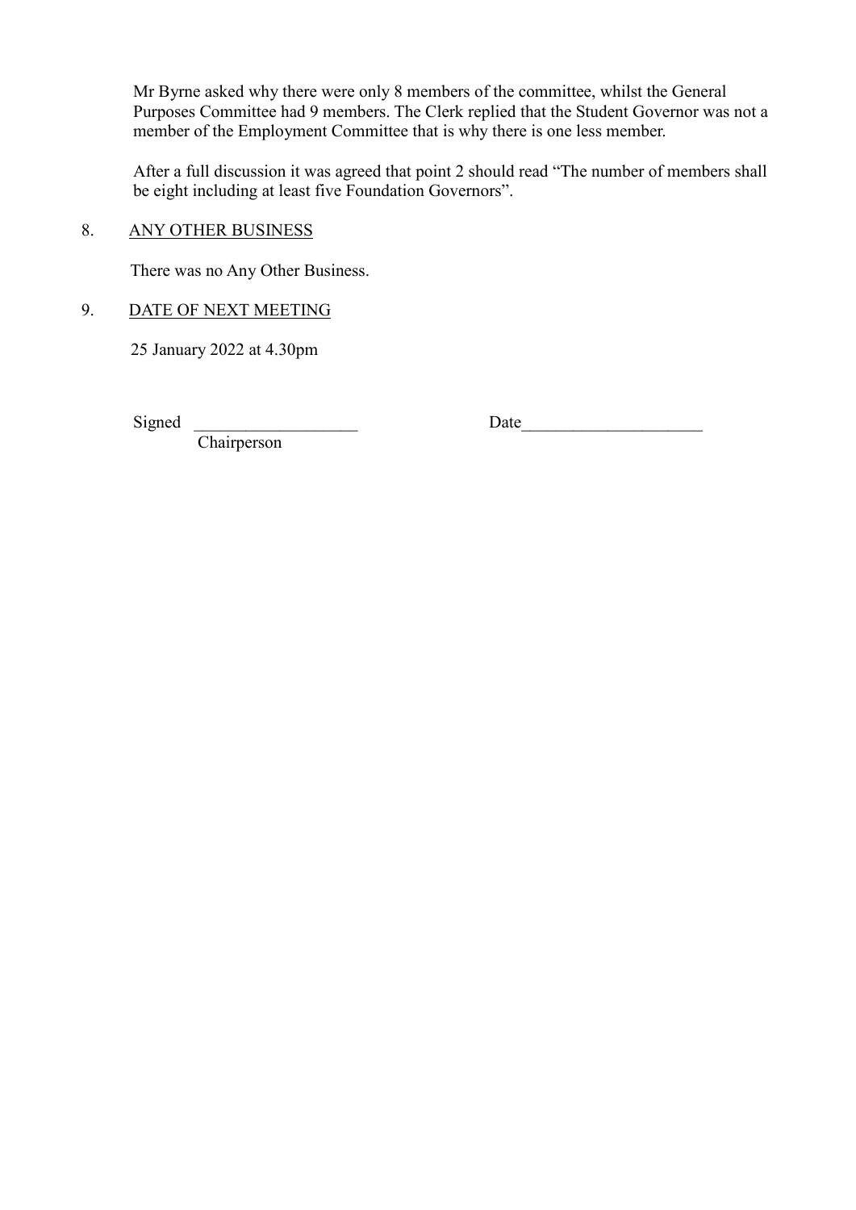Mr Byrne asked why there were only 8 members of the committee, whilst the General Purposes Committee had 9 members. The Clerk replied that the Student Governor was not a member of the Employment Committee that is why there is one less member.

After a full discussion it was agreed that point 2 should read "The number of members shall be eight including at least five Foundation Governors".

8. ANY OTHER BUSINESS

There was no Any Other Business.

9. DATE OF NEXT MEETING

25 January 2022 at 4.30pm

Signed ___________________ Date_____________________

Chairperson